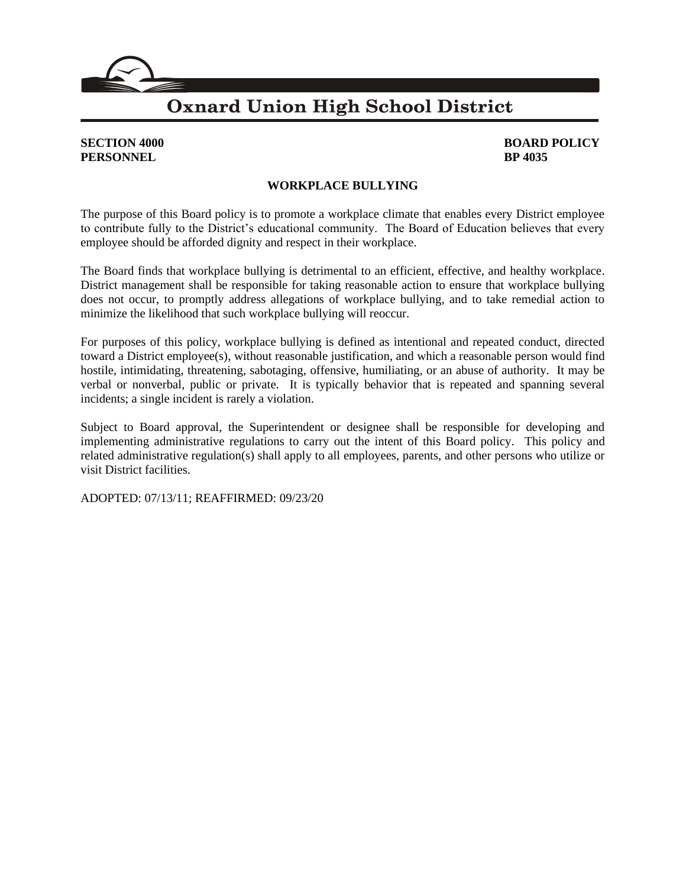# Oxnard Union High School District

**SECTION 4000** **BOARD POLICY**
**PERSONNEL** **BP 4035**

## WORKPLACE BULLYING

The purpose of this Board policy is to promote a workplace climate that enables every District employee to contribute fully to the District's educational community. The Board of Education believes that every employee should be afforded dignity and respect in their workplace.

The Board finds that workplace bullying is detrimental to an efficient, effective, and healthy workplace. District management shall be responsible for taking reasonable action to ensure that workplace bullying does not occur, to promptly address allegations of workplace bullying, and to take remedial action to minimize the likelihood that such workplace bullying will reoccur.

For purposes of this policy, workplace bullying is defined as intentional and repeated conduct, directed toward a District employee(s), without reasonable justification, and which a reasonable person would find hostile, intimidating, threatening, sabotaging, offensive, humiliating, or an abuse of authority. It may be verbal or nonverbal, public or private. It is typically behavior that is repeated and spanning several incidents; a single incident is rarely a violation.

Subject to Board approval, the Superintendent or designee shall be responsible for developing and implementing administrative regulations to carry out the intent of this Board policy. This policy and related administrative regulation(s) shall apply to all employees, parents, and other persons who utilize or visit District facilities.

ADOPTED: 07/13/11; REAFFIRMED: 09/23/20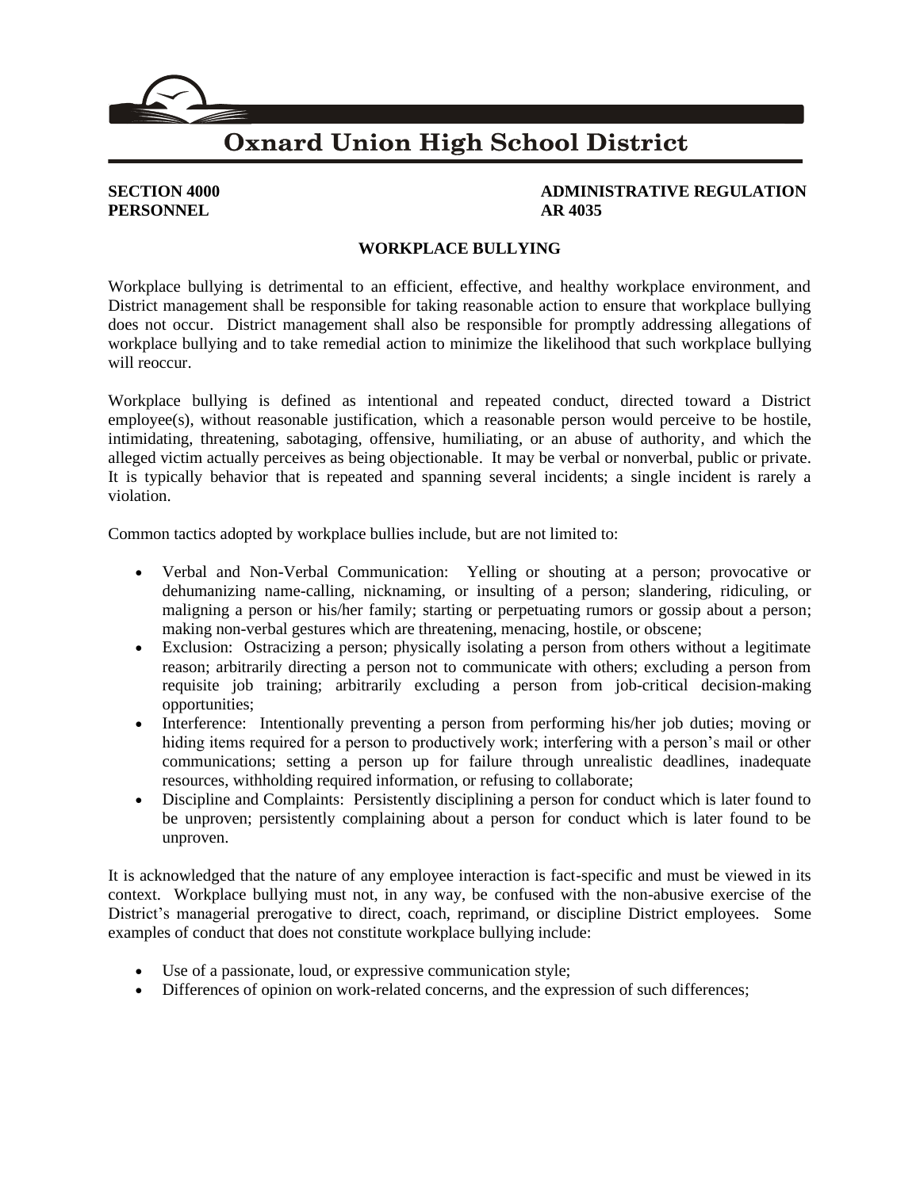# Oxnard Union High School District

**SECTION 4000**
**PERSONNEL**

**ADMINISTRATIVE REGULATION**
**AR 4035**

## WORKPLACE BULLYING

Workplace bullying is detrimental to an efficient, effective, and healthy workplace environment, and District management shall be responsible for taking reasonable action to ensure that workplace bullying does not occur. District management shall also be responsible for promptly addressing allegations of workplace bullying and to take remedial action to minimize the likelihood that such workplace bullying will reoccur.

Workplace bullying is defined as intentional and repeated conduct, directed toward a District employee(s), without reasonable justification, which a reasonable person would perceive to be hostile, intimidating, threatening, sabotaging, offensive, humiliating, or an abuse of authority, and which the alleged victim actually perceives as being objectionable. It may be verbal or nonverbal, public or private. It is typically behavior that is repeated and spanning several incidents; a single incident is rarely a violation.

Common tactics adopted by workplace bullies include, but are not limited to:

- Verbal and Non-Verbal Communication: Yelling or shouting at a person; provocative or dehumanizing name-calling, nicknaming, or insulting of a person; slandering, ridiculing, or maligning a person or his/her family; starting or perpetuating rumors or gossip about a person; making non-verbal gestures which are threatening, menacing, hostile, or obscene;
- Exclusion: Ostracizing a person; physically isolating a person from others without a legitimate reason; arbitrarily directing a person not to communicate with others; excluding a person from requisite job training; arbitrarily excluding a person from job-critical decision-making opportunities;
- Interference: Intentionally preventing a person from performing his/her job duties; moving or hiding items required for a person to productively work; interfering with a person's mail or other communications; setting a person up for failure through unrealistic deadlines, inadequate resources, withholding required information, or refusing to collaborate;
- Discipline and Complaints: Persistently disciplining a person for conduct which is later found to be unproven; persistently complaining about a person for conduct which is later found to be unproven.

It is acknowledged that the nature of any employee interaction is fact-specific and must be viewed in its context. Workplace bullying must not, in any way, be confused with the non-abusive exercise of the District's managerial prerogative to direct, coach, reprimand, or discipline District employees. Some examples of conduct that does not constitute workplace bullying include:

- Use of a passionate, loud, or expressive communication style;
- Differences of opinion on work-related concerns, and the expression of such differences;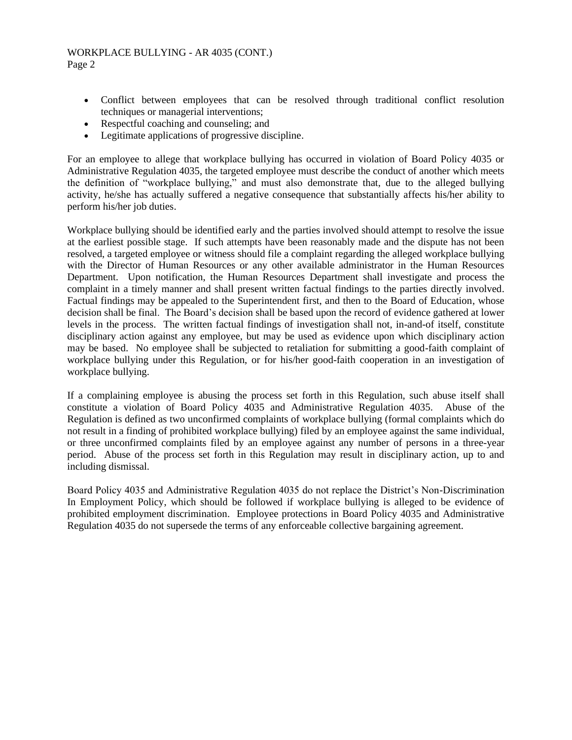- Conflict between employees that can be resolved through traditional conflict resolution techniques or managerial interventions;
- Respectful coaching and counseling; and
- Legitimate applications of progressive discipline.

For an employee to allege that workplace bullying has occurred in violation of Board Policy 4035 or Administrative Regulation 4035, the targeted employee must describe the conduct of another which meets the definition of "workplace bullying," and must also demonstrate that, due to the alleged bullying activity, he/she has actually suffered a negative consequence that substantially affects his/her ability to perform his/her job duties.

Workplace bullying should be identified early and the parties involved should attempt to resolve the issue at the earliest possible stage. If such attempts have been reasonably made and the dispute has not been resolved, a targeted employee or witness should file a complaint regarding the alleged workplace bullying with the Director of Human Resources or any other available administrator in the Human Resources Department. Upon notification, the Human Resources Department shall investigate and process the complaint in a timely manner and shall present written factual findings to the parties directly involved. Factual findings may be appealed to the Superintendent first, and then to the Board of Education, whose decision shall be final. The Board's decision shall be based upon the record of evidence gathered at lower levels in the process. The written factual findings of investigation shall not, in-and-of itself, constitute disciplinary action against any employee, but may be used as evidence upon which disciplinary action may be based. No employee shall be subjected to retaliation for submitting a good-faith complaint of workplace bullying under this Regulation, or for his/her good-faith cooperation in an investigation of workplace bullying.

If a complaining employee is abusing the process set forth in this Regulation, such abuse itself shall constitute a violation of Board Policy 4035 and Administrative Regulation 4035. Abuse of the Regulation is defined as two unconfirmed complaints of workplace bullying (formal complaints which do not result in a finding of prohibited workplace bullying) filed by an employee against the same individual, or three unconfirmed complaints filed by an employee against any number of persons in a three-year period. Abuse of the process set forth in this Regulation may result in disciplinary action, up to and including dismissal.

Board Policy 4035 and Administrative Regulation 4035 do not replace the District's Non-Discrimination In Employment Policy, which should be followed if workplace bullying is alleged to be evidence of prohibited employment discrimination. Employee protections in Board Policy 4035 and Administrative Regulation 4035 do not supersede the terms of any enforceable collective bargaining agreement.